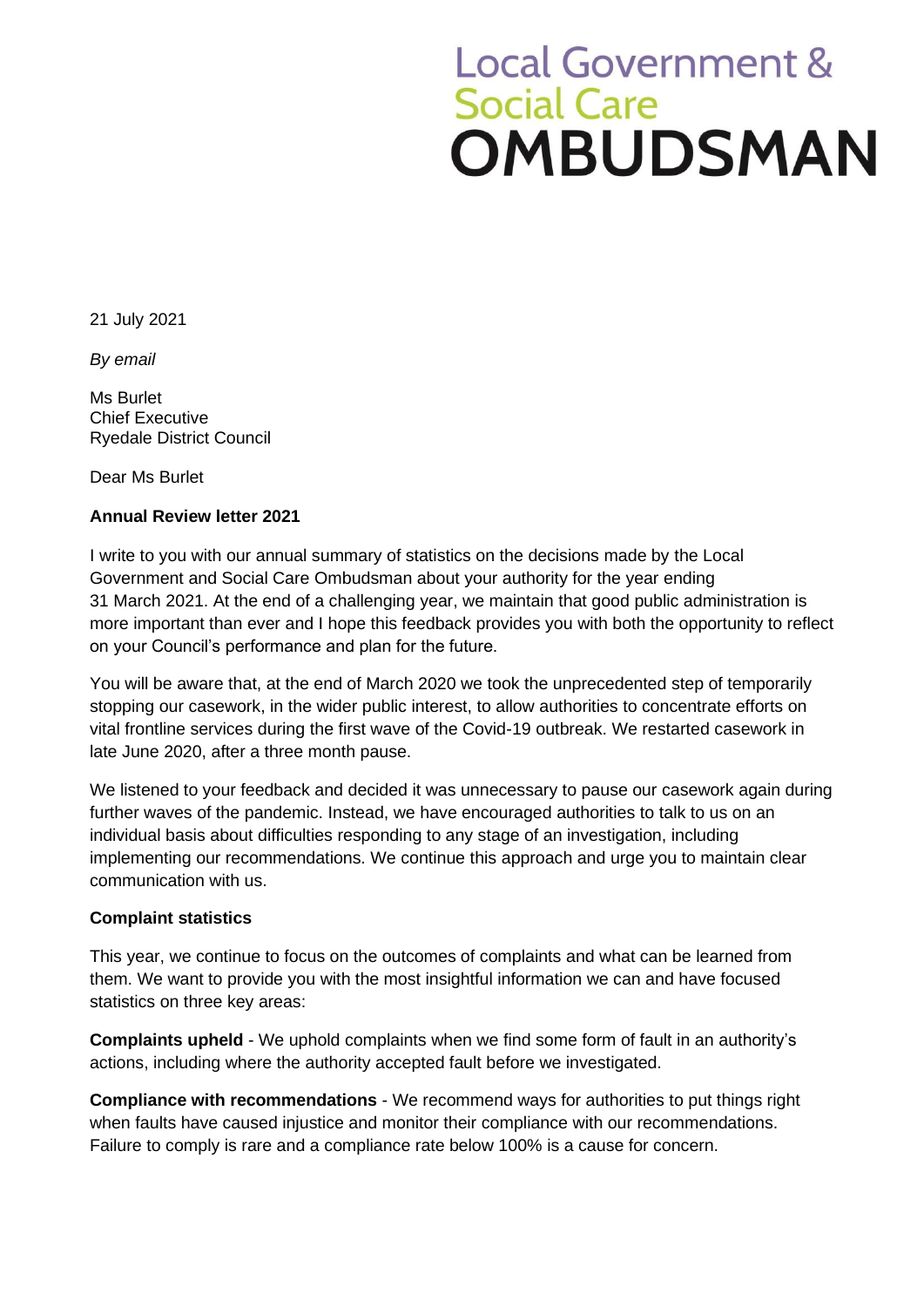Local Government & Social Care **OMBUDSMAN**

21 July 2021

*By email*

Ms Burlet
Chief Executive
Ryedale District Council

Dear Ms Burlet

**Annual Review letter 2021**

I write to you with our annual summary of statistics on the decisions made by the Local Government and Social Care Ombudsman about your authority for the year ending 31 March 2021. At the end of a challenging year, we maintain that good public administration is more important than ever and I hope this feedback provides you with both the opportunity to reflect on your Council's performance and plan for the future.

You will be aware that, at the end of March 2020 we took the unprecedented step of temporarily stopping our casework, in the wider public interest, to allow authorities to concentrate efforts on vital frontline services during the first wave of the Covid-19 outbreak. We restarted casework in late June 2020, after a three month pause.

We listened to your feedback and decided it was unnecessary to pause our casework again during further waves of the pandemic. Instead, we have encouraged authorities to talk to us on an individual basis about difficulties responding to any stage of an investigation, including implementing our recommendations. We continue this approach and urge you to maintain clear communication with us.

**Complaint statistics**

This year, we continue to focus on the outcomes of complaints and what can be learned from them. We want to provide you with the most insightful information we can and have focused statistics on three key areas:

**Complaints upheld** - We uphold complaints when we find some form of fault in an authority's actions, including where the authority accepted fault before we investigated.

**Compliance with recommendations** - We recommend ways for authorities to put things right when faults have caused injustice and monitor their compliance with our recommendations. Failure to comply is rare and a compliance rate below 100% is a cause for concern.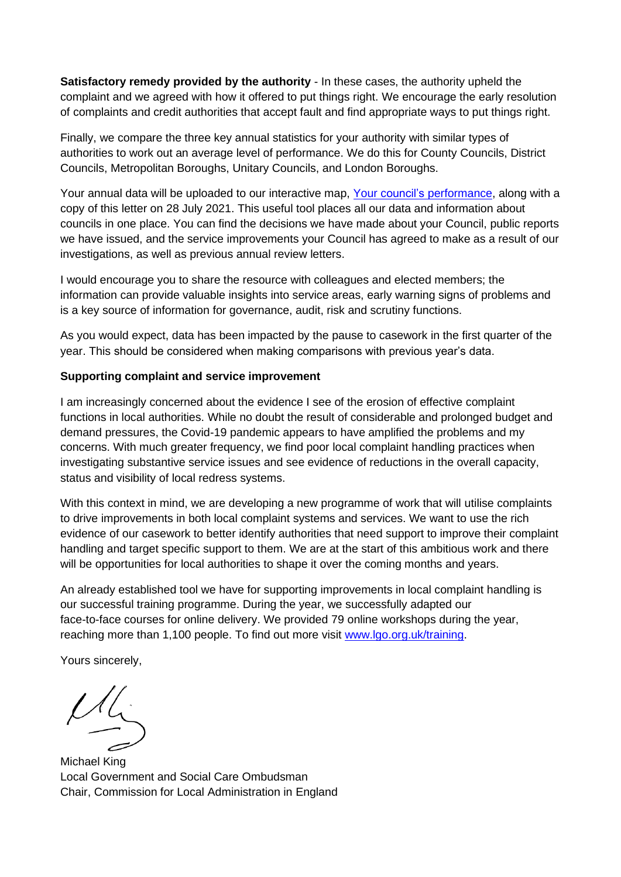**Satisfactory remedy provided by the authority** - In these cases, the authority upheld the complaint and we agreed with how it offered to put things right. We encourage the early resolution of complaints and credit authorities that accept fault and find appropriate ways to put things right.

Finally, we compare the three key annual statistics for your authority with similar types of authorities to work out an average level of performance. We do this for County Councils, District Councils, Metropolitan Boroughs, Unitary Councils, and London Boroughs.

Your annual data will be uploaded to our interactive map, [Your council's performance](), along with a copy of this letter on 28 July 2021. This useful tool places all our data and information about councils in one place. You can find the decisions we have made about your Council, public reports we have issued, and the service improvements your Council has agreed to make as a result of our investigations, as well as previous annual review letters.

I would encourage you to share the resource with colleagues and elected members; the information can provide valuable insights into service areas, early warning signs of problems and is a key source of information for governance, audit, risk and scrutiny functions.

As you would expect, data has been impacted by the pause to casework in the first quarter of the year. This should be considered when making comparisons with previous year's data.

**Supporting complaint and service improvement**

I am increasingly concerned about the evidence I see of the erosion of effective complaint functions in local authorities. While no doubt the result of considerable and prolonged budget and demand pressures, the Covid-19 pandemic appears to have amplified the problems and my concerns. With much greater frequency, we find poor local complaint handling practices when investigating substantive service issues and see evidence of reductions in the overall capacity, status and visibility of local redress systems.

With this context in mind, we are developing a new programme of work that will utilise complaints to drive improvements in both local complaint systems and services. We want to use the rich evidence of our casework to better identify authorities that need support to improve their complaint handling and target specific support to them. We are at the start of this ambitious work and there will be opportunities for local authorities to shape it over the coming months and years.

An already established tool we have for supporting improvements in local complaint handling is our successful training programme. During the year, we successfully adapted our face-to-face courses for online delivery. We provided 79 online workshops during the year, reaching more than 1,100 people. To find out more visit [www.lgo.org.uk/training](www.lgo.org.uk/training).

Yours sincerely,

Michael King
Local Government and Social Care Ombudsman
Chair, Commission for Local Administration in England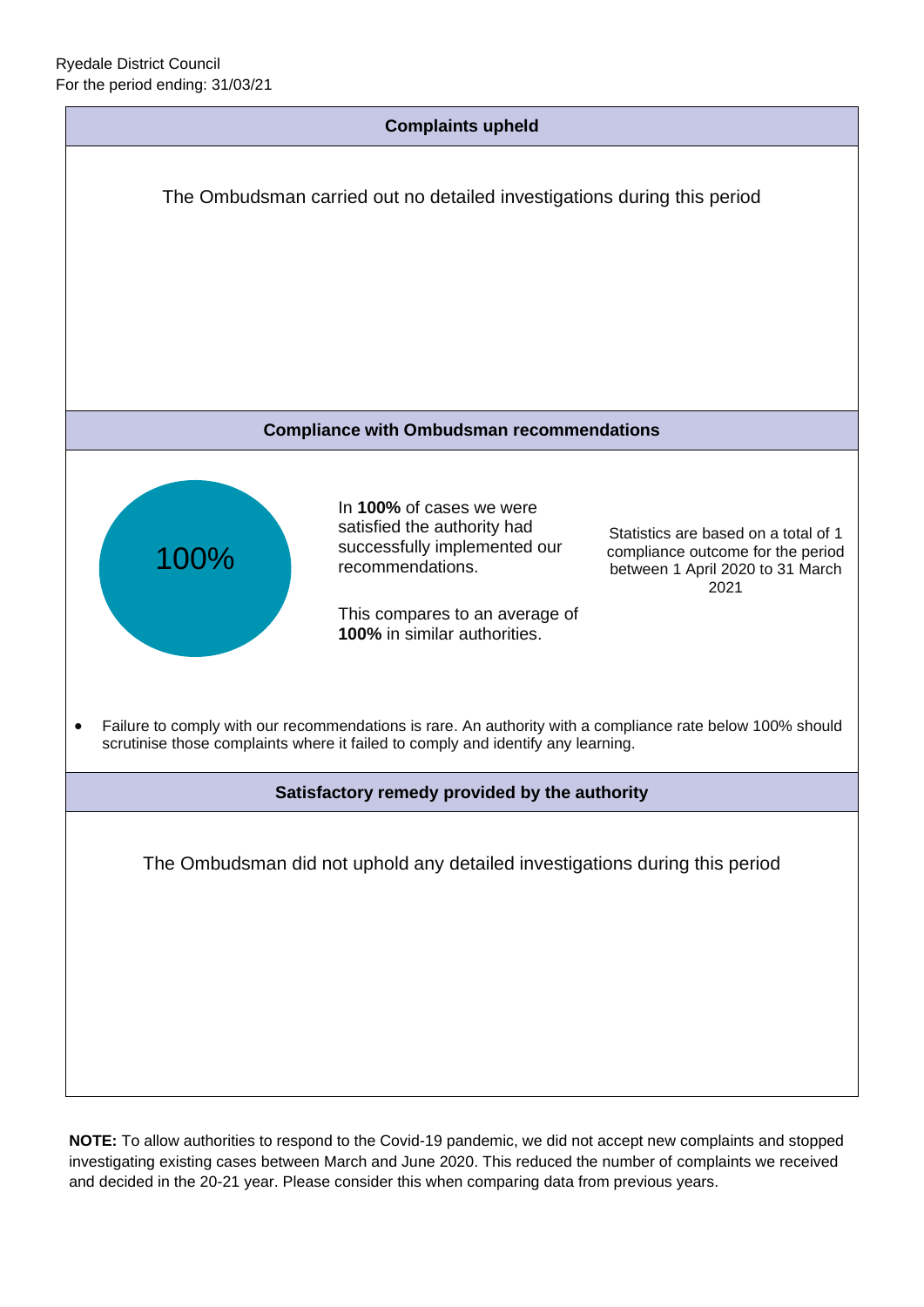Ryedale District Council
For the period ending: 31/03/21

## Complaints upheld

The Ombudsman carried out no detailed investigations during this period

## Compliance with Ombudsman recommendations

100%

In **100%** of cases we were satisfied the authority had successfully implemented our recommendations.

This compares to an average of **100%** in similar authorities.

Statistics are based on a total of 1 compliance outcome for the period between 1 April 2020 to 31 March 2021

- Failure to comply with our recommendations is rare. An authority with a compliance rate below 100% should scrutinise those complaints where it failed to comply and identify any learning.

## Satisfactory remedy provided by the authority

The Ombudsman did not uphold any detailed investigations during this period

**NOTE:** To allow authorities to respond to the Covid-19 pandemic, we did not accept new complaints and stopped investigating existing cases between March and June 2020. This reduced the number of complaints we received and decided in the 20-21 year. Please consider this when comparing data from previous years.